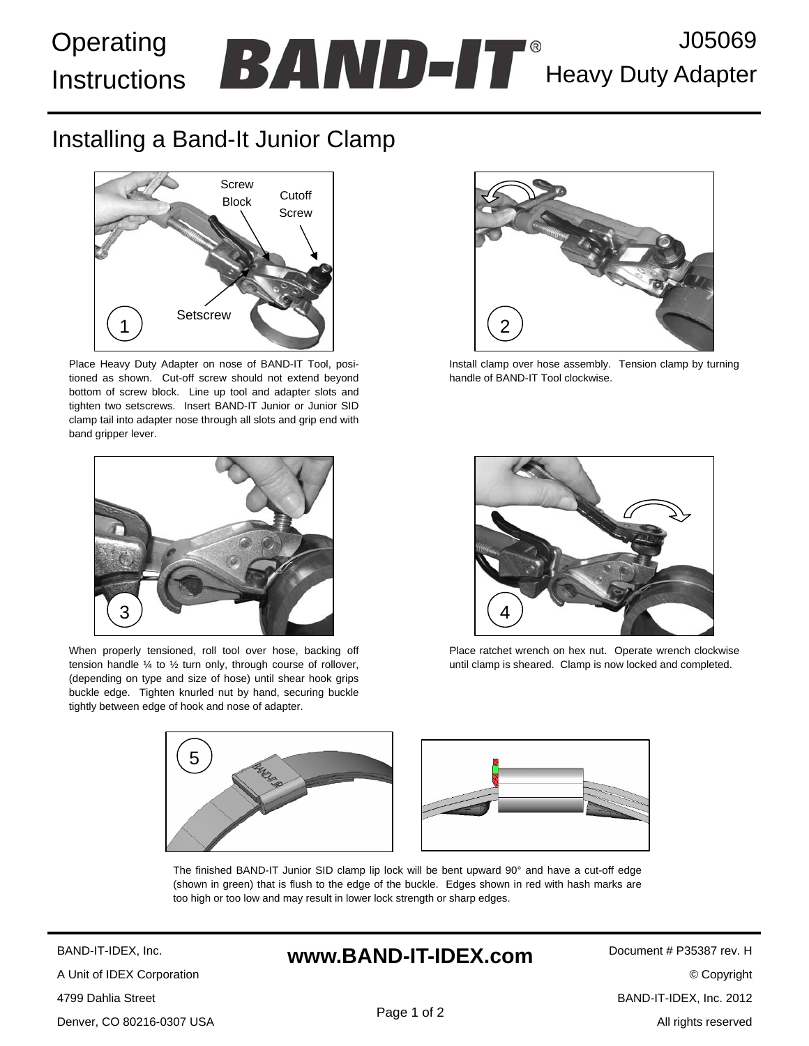# Operating Instructions

# BAND-IT®

## J05069 Heavy Duty Adapter

## Installing a Band-It Junior Clamp

**1** (Labels: Screw Block, Cutoff Screw, Setscrew)

Place Heavy Duty Adapter on nose of BAND-IT Tool, positioned as shown. Cut-off screw should not extend beyond bottom of screw block. Line up tool and adapter slots and tighten two setscrews. Insert BAND-IT Junior or Junior SID clamp tail into adapter nose through all slots and grip end with band gripper lever.

**2**

Install clamp over hose assembly. Tension clamp by turning handle of BAND-IT Tool clockwise.

**3**

When properly tensioned, roll tool over hose, backing off tension handle ¼ to ½ turn only, through course of rollover, (depending on type and size of hose) until shear hook grips buckle edge. Tighten knurled nut by hand, securing buckle tightly between edge of hook and nose of adapter.

**4**

Place ratchet wrench on hex nut. Operate wrench clockwise until clamp is sheared. Clamp is now locked and completed.

**5**

The finished BAND-IT Junior SID clamp lip lock will be bent upward 90° and have a cut-off edge (shown in green) that is flush to the edge of the buckle. Edges shown in red with hash marks are too high or too low and may result in lower lock strength or sharp edges.

---

BAND-IT-IDEX, Inc.
A Unit of IDEX Corporation
4799 Dahlia Street
Denver, CO 80216-0307 USA

**www.BAND-IT-IDEX.com**

Document # P35387 rev. H
© Copyright
BAND-IT-IDEX, Inc. 2012
All rights reserved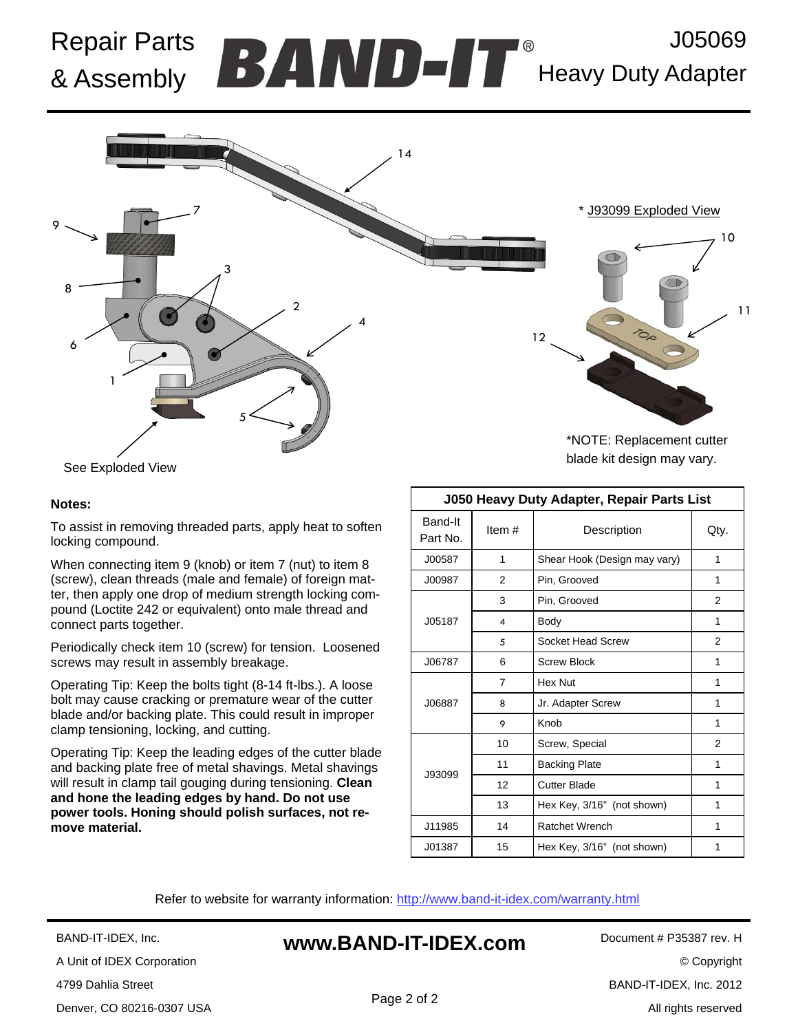# Repair Parts & Assembly

# J05069 Heavy Duty Adapter

14

9

7

3

8

2

4

6

1

5

See Exploded View

* J93099 Exploded View

10

11

12

*NOTE: Replacement cutter blade kit design may vary.

**Notes:**

To assist in removing threaded parts, apply heat to soften locking compound.

When connecting item 9 (knob) or item 7 (nut) to item 8 (screw), clean threads (male and female) of foreign matter, then apply one drop of medium strength locking compound (Loctite 242 or equivalent) onto male thread and connect parts together.

Periodically check item 10 (screw) for tension. Loosened screws may result in assembly breakage.

Operating Tip: Keep the bolts tight (8-14 ft-lbs.). A loose bolt may cause cracking or premature wear of the cutter blade and/or backing plate. This could result in improper clamp tensioning, locking, and cutting.

Operating Tip: Keep the leading edges of the cutter blade and backing plate free of metal shavings. Metal shavings will result in clamp tail gouging during tensioning. **Clean and hone the leading edges by hand. Do not use power tools. Honing should polish surfaces, not remove material.**

**J050 Heavy Duty Adapter, Repair Parts List**

| Band-It Part No. | Item # | Description | Qty. |
|---|---|---|---|
| J00587 | 1 | Shear Hook (Design may vary) | 1 |
| J00987 | 2 | Pin, Grooved | 1 |
| J05187 | 3 | Pin, Grooved | 2 |
| | 4 | Body | 1 |
| | 5 | Socket Head Screw | 2 |
| J06787 | 6 | Screw Block | 1 |
| J06887 | 7 | Hex Nut | 1 |
| | 8 | Jr. Adapter Screw | 1 |
| | 9 | Knob | 1 |
| J93099 | 10 | Screw, Special | 2 |
| | 11 | Backing Plate | 1 |
| | 12 | Cutter Blade | 1 |
| | 13 | Hex Key, 3/16" (not shown) | 1 |
| J11985 | 14 | Ratchet Wrench | 1 |
| J01387 | 15 | Hex Key, 3/16" (not shown) | 1 |

Refer to website for warranty information: http://www.band-it-idex.com/warranty.html

BAND-IT-IDEX, Inc.
A Unit of IDEX Corporation
4799 Dahlia Street
Denver, CO 80216-0307 USA

**www.BAND-IT-IDEX.com**

Document # P35387 rev. H
© Copyright
BAND-IT-IDEX, Inc. 2012
All rights reserved